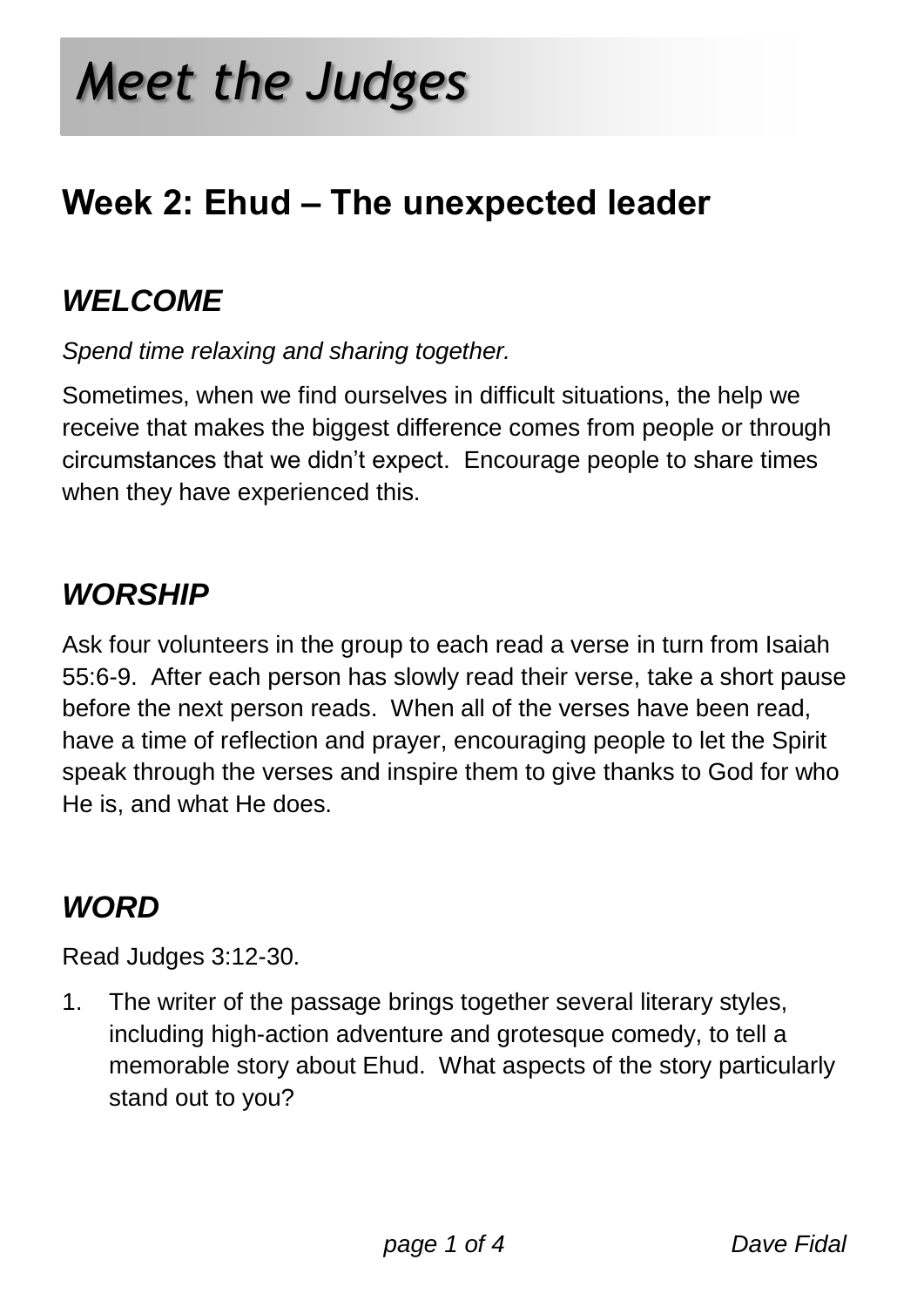# *Meet the Judges*

## Week 2: Ehud – The unexpected leader

### *WELCOME*

*Spend time relaxing and sharing together.*

Sometimes, when we find ourselves in difficult situations, the help we receive that makes the biggest difference comes from people or through circumstances that we didn't expect. Encourage people to share times when they have experienced this.

### *WORSHIP*

Ask four volunteers in the group to each read a verse in turn from Isaiah 55:6-9. After each person has slowly read their verse, take a short pause before the next person reads. When all of the verses have been read, have a time of reflection and prayer, encouraging people to let the Spirit speak through the verses and inspire them to give thanks to God for who He is, and what He does.

### *WORD*

Read Judges 3:12-30.

1. The writer of the passage brings together several literary styles, including high-action adventure and grotesque comedy, to tell a memorable story about Ehud. What aspects of the story particularly stand out to you?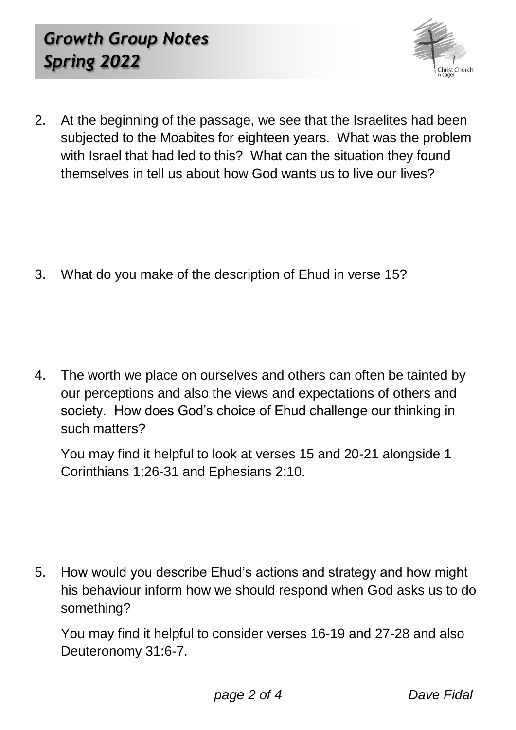2. At the beginning of the passage, we see that the Israelites had been subjected to the Moabites for eighteen years. What was the problem with Israel that had led to this? What can the situation they found themselves in tell us about how God wants us to live our lives?

3. What do you make of the description of Ehud in verse 15?

4. The worth we place on ourselves and others can often be tainted by our perceptions and also the views and expectations of others and society. How does God's choice of Ehud challenge our thinking in such matters?

   You may find it helpful to look at verses 15 and 20-21 alongside 1 Corinthians 1:26-31 and Ephesians 2:10.

5. How would you describe Ehud's actions and strategy and how might his behaviour inform how we should respond when God asks us to do something?

   You may find it helpful to consider verses 16-19 and 27-28 and also Deuteronomy 31:6-7.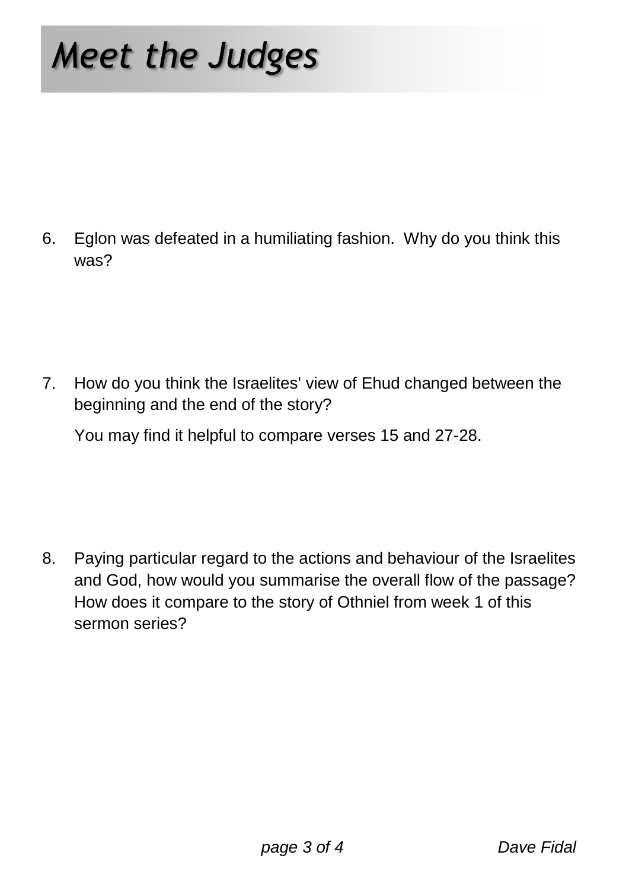6. Eglon was defeated in a humiliating fashion. Why do you think this was?

7. How do you think the Israelites' view of Ehud changed between the beginning and the end of the story?

   You may find it helpful to compare verses 15 and 27-28.

8. Paying particular regard to the actions and behaviour of the Israelites and God, how would you summarise the overall flow of the passage? How does it compare to the story of Othniel from week 1 of this sermon series?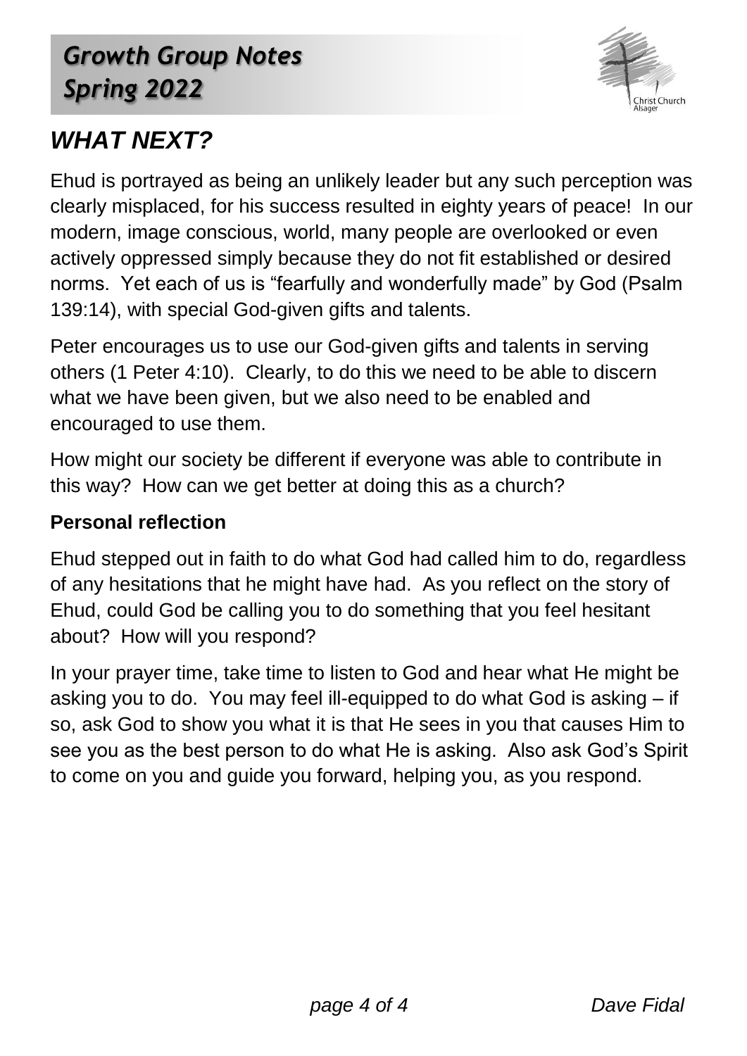## WHAT NEXT?

Ehud is portrayed as being an unlikely leader but any such perception was clearly misplaced, for his success resulted in eighty years of peace! In our modern, image conscious, world, many people are overlooked or even actively oppressed simply because they do not fit established or desired norms. Yet each of us is "fearfully and wonderfully made" by God (Psalm 139:14), with special God-given gifts and talents.

Peter encourages us to use our God-given gifts and talents in serving others (1 Peter 4:10). Clearly, to do this we need to be able to discern what we have been given, but we also need to be enabled and encouraged to use them.

How might our society be different if everyone was able to contribute in this way? How can we get better at doing this as a church?

**Personal reflection**

Ehud stepped out in faith to do what God had called him to do, regardless of any hesitations that he might have had. As you reflect on the story of Ehud, could God be calling you to do something that you feel hesitant about? How will you respond?

In your prayer time, take time to listen to God and hear what He might be asking you to do. You may feel ill-equipped to do what God is asking – if so, ask God to show you what it is that He sees in you that causes Him to see you as the best person to do what He is asking. Also ask God's Spirit to come on you and guide you forward, helping you, as you respond.

*Dave Fidal*